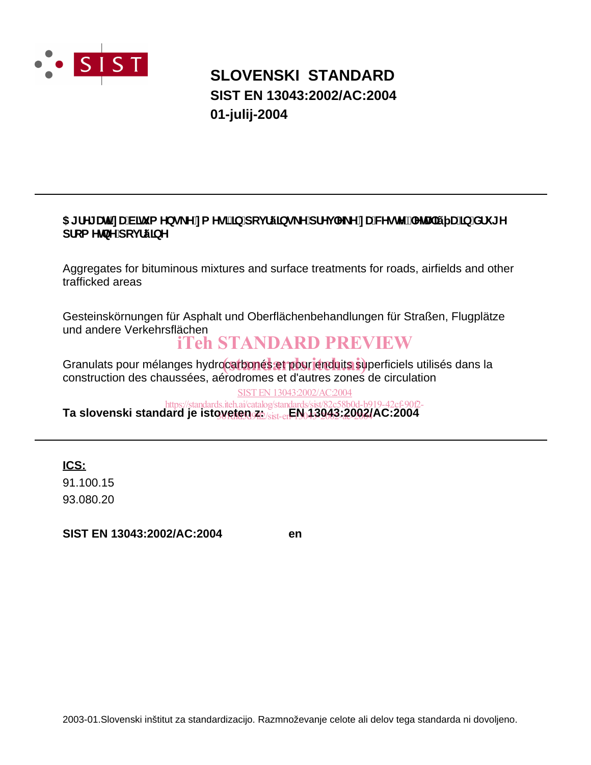# SLOVENSKI STANDARD

## SIST EN 13043:2002/AC:2004

## 01-julij-2004

**$JUHJDWL]DELWXPHQVNH]PHVLLQSRYUãLQVNHSUHYOHNH]DFHVWHOHWDOLããDLQGUXJH SURPHWQHSRYUãLQH**

Aggregates for bituminous mixtures and surface treatments for roads, airfields and other trafficked areas

Gesteinskörnungen für Asphalt und Oberflächenbehandlungen für Straßen, Flugplätze und andere Verkehrsflächen

Granulats pour mélanges hydrocarbonés et pour enduits superficiels utilisés dans la construction des chaussées, aérodromes et d'autres zones de circulation

**Ta slovenski standard je istoveten z: EN 13043:2002/AC:2004**

**ICS:**

91.100.15

93.080.20

**SIST EN 13043:2002/AC:2004** **en**

2003-01.Slovenski inštitut za standardizacijo. Razmnoževanje celote ali delov tega standarda ni dovoljeno.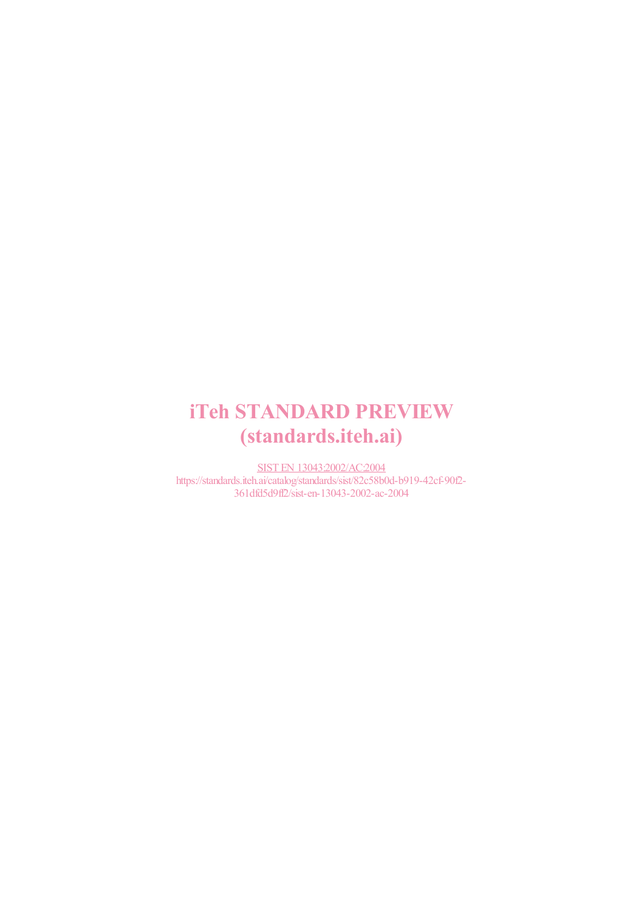**iTeh STANDARD PREVIEW**
**(standards.iteh.ai)**

SIST EN 13043:2002/AC:2004
https://standards.iteh.ai/catalog/standards/sist/82c58b0d-b919-42cf-90f2-361dfd5d9ff2/sist-en-13043-2002-ac-2004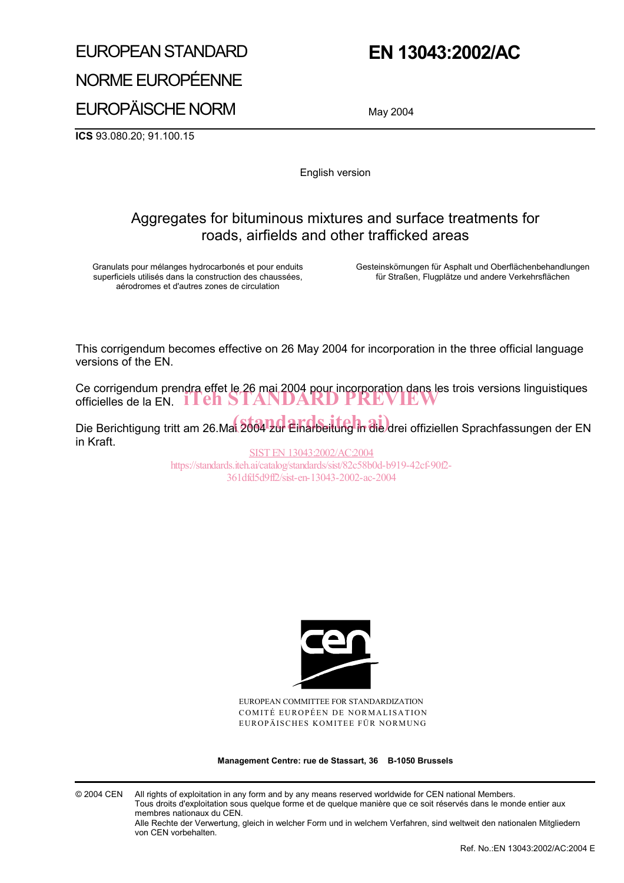# EUROPEAN STANDARD

# NORME EUROPÉENNE

# EUROPÄISCHE NORM

# EN 13043:2002/AC

May 2004

**ICS** 93.080.20; 91.100.15

English version

## Aggregates for bituminous mixtures and surface treatments for roads, airfields and other trafficked areas

Granulats pour mélanges hydrocarbonés et pour enduits superficiels utilisés dans la construction des chaussées, aérodromes et d'autres zones de circulation

Gesteinskörnungen für Asphalt und Oberflächenbehandlungen für Straßen, Flugplätze und andere Verkehrsflächen

This corrigendum becomes effective on 26 May 2004 for incorporation in the three official language versions of the EN.

Ce corrigendum prendra effet le 26 mai 2004 pour incorporation dans les trois versions linguistiques officielles de la EN.

Die Berichtigung tritt am 26.Mai 2004 zur Einarbeitung in die drei offiziellen Sprachfassungen der EN in Kraft.

EUROPEAN COMMITTEE FOR STANDARDIZATION
COMITÉ EUROPÉEN DE NORMALISATION
EUROPÄISCHES KOMITEE FÜR NORMUNG

**Management Centre: rue de Stassart, 36 B-1050 Brussels**

© 2004 CEN All rights of exploitation in any form and by any means reserved worldwide for CEN national Members.
Tous droits d'exploitation sous quelque forme et de quelque manière que ce soit réservés dans le monde entier aux membres nationaux du CEN.
Alle Rechte der Verwertung, gleich in welcher Form und in welchem Verfahren, sind weltweit den nationalen Mitgliedern von CEN vorbehalten.

Ref. No.:EN 13043:2002/AC:2004 E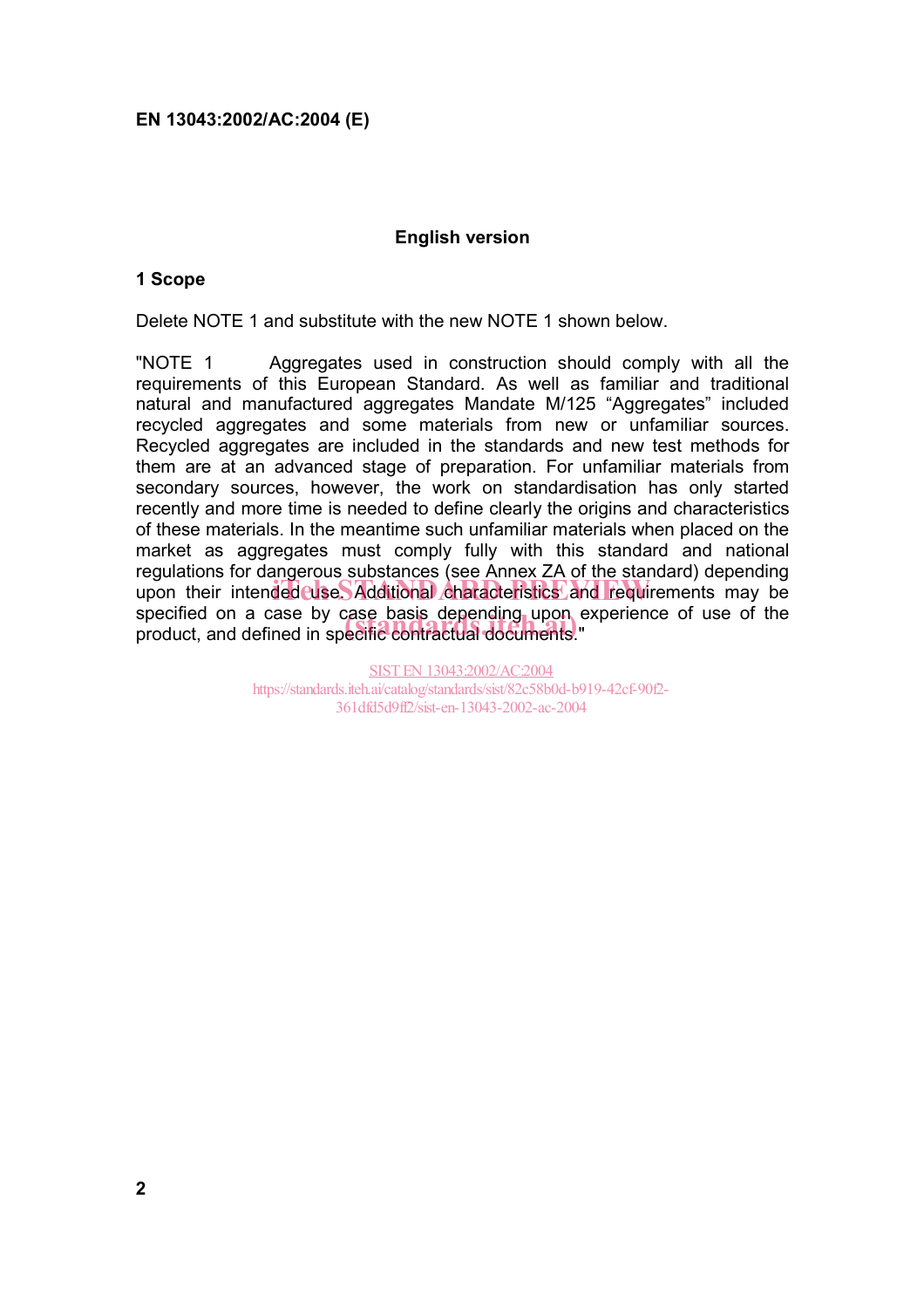**EN 13043:2002/AC:2004 (E)**

**English version**

## 1 Scope

Delete NOTE 1 and substitute with the new NOTE 1 shown below.

"NOTE 1 Aggregates used in construction should comply with all the requirements of this European Standard. As well as familiar and traditional natural and manufactured aggregates Mandate M/125 “Aggregates” included recycled aggregates and some materials from new or unfamiliar sources. Recycled aggregates are included in the standards and new test methods for them are at an advanced stage of preparation. For unfamiliar materials from secondary sources, however, the work on standardisation has only started recently and more time is needed to define clearly the origins and characteristics of these materials. In the meantime such unfamiliar materials when placed on the market as aggregates must comply fully with this standard and national regulations for dangerous substances (see Annex ZA of the standard) depending upon their intended use. Additional characteristics and requirements may be specified on a case by case basis depending upon experience of use of the product, and defined in specific contractual documents."